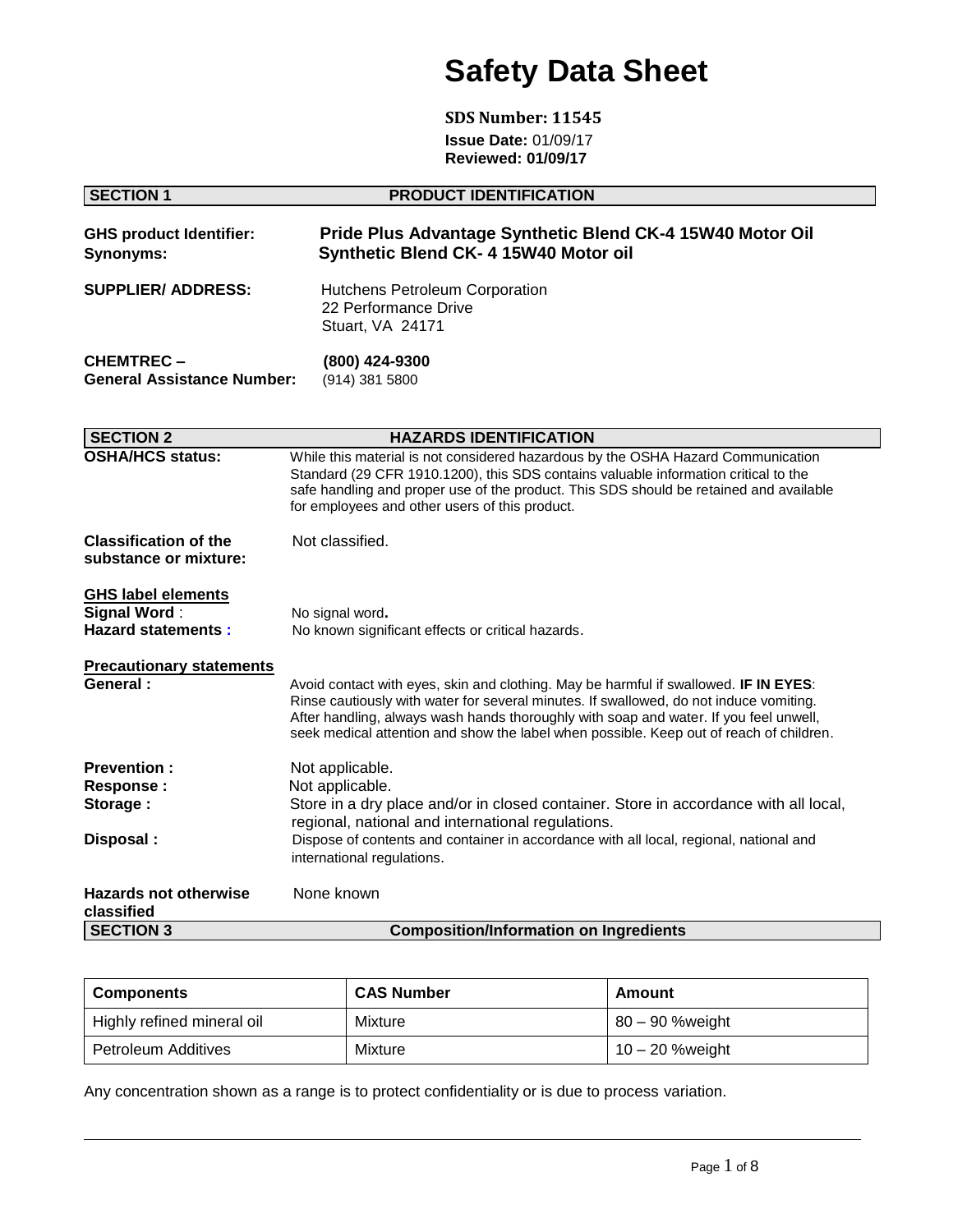# Safety Data Sheet

**SDS Number: 11545**
**Issue Date:** 01/09/17
**Reviewed: 01/09/17**

## SECTION 1 PRODUCT IDENTIFICATION

**GHS product Identifier:** **Pride Plus Advantage Synthetic Blend CK-4 15W40 Motor Oil**
**Synonyms:** **Synthetic Blend CK- 4 15W40 Motor oil**

**SUPPLIER/ ADDRESS:** Hutchens Petroleum Corporation
22 Performance Drive
Stuart, VA 24171

**CHEMTREC –** **(800) 424-9300**
**General Assistance Number:** (914) 381 5800

## SECTION 2 HAZARDS IDENTIFICATION

**OSHA/HCS status:** While this material is not considered hazardous by the OSHA Hazard Communication Standard (29 CFR 1910.1200), this SDS contains valuable information critical to the safe handling and proper use of the product. This SDS should be retained and available for employees and other users of this product.

**Classification of the substance or mixture:** Not classified.

**GHS label elements**
**Signal Word** : No signal word**.**
**Hazard statements :** No known significant effects or critical hazards.

**Precautionary statements**
**General :** Avoid contact with eyes, skin and clothing. May be harmful if swallowed. **IF IN EYES**: Rinse cautiously with water for several minutes. If swallowed, do not induce vomiting. After handling, always wash hands thoroughly with soap and water. If you feel unwell, seek medical attention and show the label when possible. Keep out of reach of children.

**Prevention :** Not applicable.
**Response :** Not applicable.
**Storage :** Store in a dry place and/or in closed container. Store in accordance with all local, regional, national and international regulations.
**Disposal :** Dispose of contents and container in accordance with all local, regional, national and international regulations.

**Hazards not otherwise classified** None known

## SECTION 3 Composition/Information on Ingredients

| Components | CAS Number | Amount |
|---|---|---|
| Highly refined mineral oil | Mixture | 80 – 90 %weight |
| Petroleum Additives | Mixture | 10 – 20 %weight |

Any concentration shown as a range is to protect confidentiality or is due to process variation.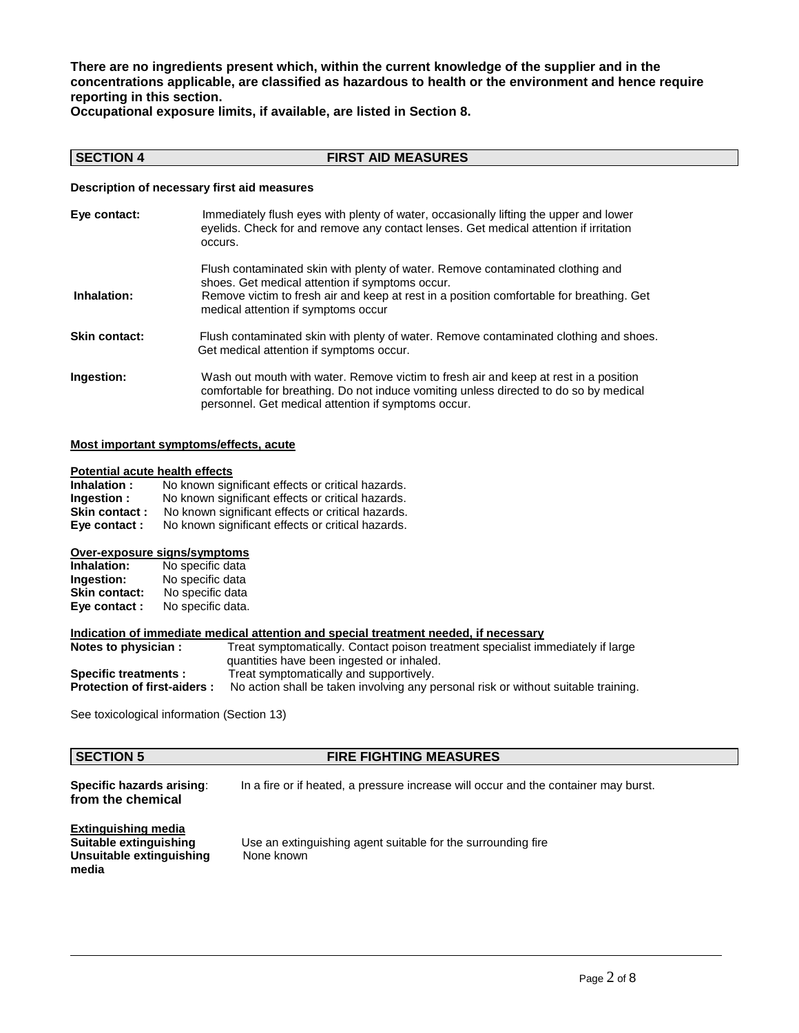**There are no ingredients present which, within the current knowledge of the supplier and in the concentrations applicable, are classified as hazardous to health or the environment and hence require reporting in this section.**
**Occupational exposure limits, if available, are listed in Section 8.**

## SECTION 4 FIRST AID MEASURES

**Description of necessary first aid measures**

**Eye contact:** Immediately flush eyes with plenty of water, occasionally lifting the upper and lower eyelids. Check for and remove any contact lenses. Get medical attention if irritation occurs.

Flush contaminated skin with plenty of water. Remove contaminated clothing and shoes. Get medical attention if symptoms occur.

**Inhalation:** Remove victim to fresh air and keep at rest in a position comfortable for breathing. Get medical attention if symptoms occur

**Skin contact:** Flush contaminated skin with plenty of water. Remove contaminated clothing and shoes. Get medical attention if symptoms occur.

**Ingestion:** Wash out mouth with water. Remove victim to fresh air and keep at rest in a position comfortable for breathing. Do not induce vomiting unless directed to do so by medical personnel. Get medical attention if symptoms occur.

**Most important symptoms/effects, acute**

**Potential acute health effects**
**Inhalation :** No known significant effects or critical hazards.
**Ingestion :** No known significant effects or critical hazards.
**Skin contact :** No known significant effects or critical hazards.
**Eye contact :** No known significant effects or critical hazards.

**Over-exposure signs/symptoms**
**Inhalation:** No specific data
**Ingestion:** No specific data
**Skin contact:** No specific data
**Eye contact :** No specific data.

**Indication of immediate medical attention and special treatment needed, if necessary**
**Notes to physician :** Treat symptomatically. Contact poison treatment specialist immediately if large quantities have been ingested or inhaled.
**Specific treatments :** Treat symptomatically and supportively.
**Protection of first-aiders :** No action shall be taken involving any personal risk or without suitable training.

See toxicological information (Section 13)

## SECTION 5 FIRE FIGHTING MEASURES

**Specific hazards arising: from the chemical** In a fire or if heated, a pressure increase will occur and the container may burst.

**Extinguishing media**
**Suitable extinguishing** Use an extinguishing agent suitable for the surrounding fire
**Unsuitable extinguishing media** None known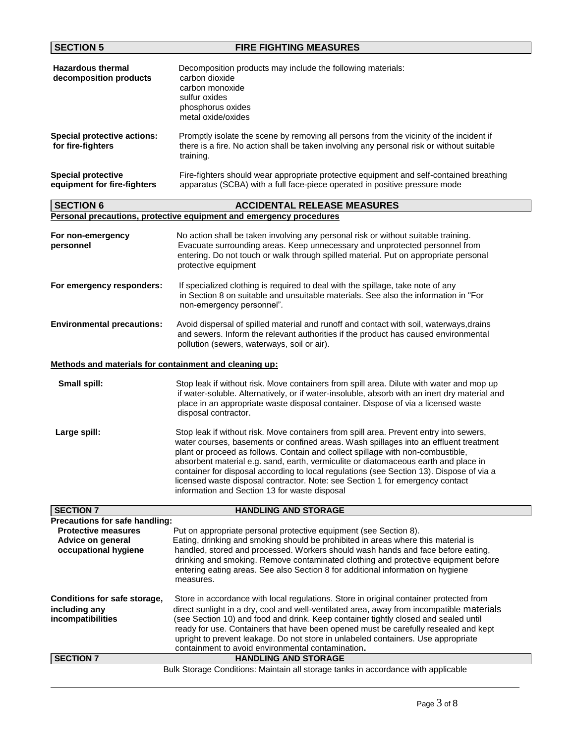## SECTION 5 FIRE FIGHTING MEASURES

**Hazardous thermal decomposition products**

Decomposition products may include the following materials:
carbon dioxide
carbon monoxide
sulfur oxides
phosphorus oxides
metal oxide/oxides

**Special protective actions: for fire-fighters**

Promptly isolate the scene by removing all persons from the vicinity of the incident if there is a fire. No action shall be taken involving any personal risk or without suitable training.

**Special protective equipment for fire-fighters**

Fire-fighters should wear appropriate protective equipment and self-contained breathing apparatus (SCBA) with a full face-piece operated in positive pressure mode

## SECTION 6 ACCIDENTAL RELEASE MEASURES

**Personal precautions, protective equipment and emergency procedures**

**For non-emergency personnel**

No action shall be taken involving any personal risk or without suitable training. Evacuate surrounding areas. Keep unnecessary and unprotected personnel from entering. Do not touch or walk through spilled material. Put on appropriate personal protective equipment

**For emergency responders:**

If specialized clothing is required to deal with the spillage, take note of any in Section 8 on suitable and unsuitable materials. See also the information in "For non-emergency personnel".

**Environmental precautions:**

Avoid dispersal of spilled material and runoff and contact with soil, waterways,drains and sewers. Inform the relevant authorities if the product has caused environmental pollution (sewers, waterways, soil or air).

**Methods and materials for containment and cleaning up:**

**Small spill:**

Stop leak if without risk. Move containers from spill area. Dilute with water and mop up if water-soluble. Alternatively, or if water-insoluble, absorb with an inert dry material and place in an appropriate waste disposal container. Dispose of via a licensed waste disposal contractor.

**Large spill:**

Stop leak if without risk. Move containers from spill area. Prevent entry into sewers, water courses, basements or confined areas. Wash spillages into an effluent treatment plant or proceed as follows. Contain and collect spillage with non-combustible, absorbent material e.g. sand, earth, vermiculite or diatomaceous earth and place in container for disposal according to local regulations (see Section 13). Dispose of via a licensed waste disposal contractor. Note: see Section 1 for emergency contact information and Section 13 for waste disposal

## SECTION 7 HANDLING AND STORAGE

**Precautions for safe handling:**

**Protective measures**

Put on appropriate personal protective equipment (see Section 8).

**Advice on general occupational hygiene**

Eating, drinking and smoking should be prohibited in areas where this material is handled, stored and processed. Workers should wash hands and face before eating, drinking and smoking. Remove contaminated clothing and protective equipment before entering eating areas. See also Section 8 for additional information on hygiene measures.

**Conditions for safe storage, including any incompatibilities**

Store in accordance with local regulations. Store in original container protected from direct sunlight in a dry, cool and well-ventilated area, away from incompatible materials (see Section 10) and food and drink. Keep container tightly closed and sealed until ready for use. Containers that have been opened must be carefully resealed and kept upright to prevent leakage. Do not store in unlabeled containers. Use appropriate containment to avoid environmental contamination.

## SECTION 7 HANDLING AND STORAGE

Bulk Storage Conditions: Maintain all storage tanks in accordance with applicable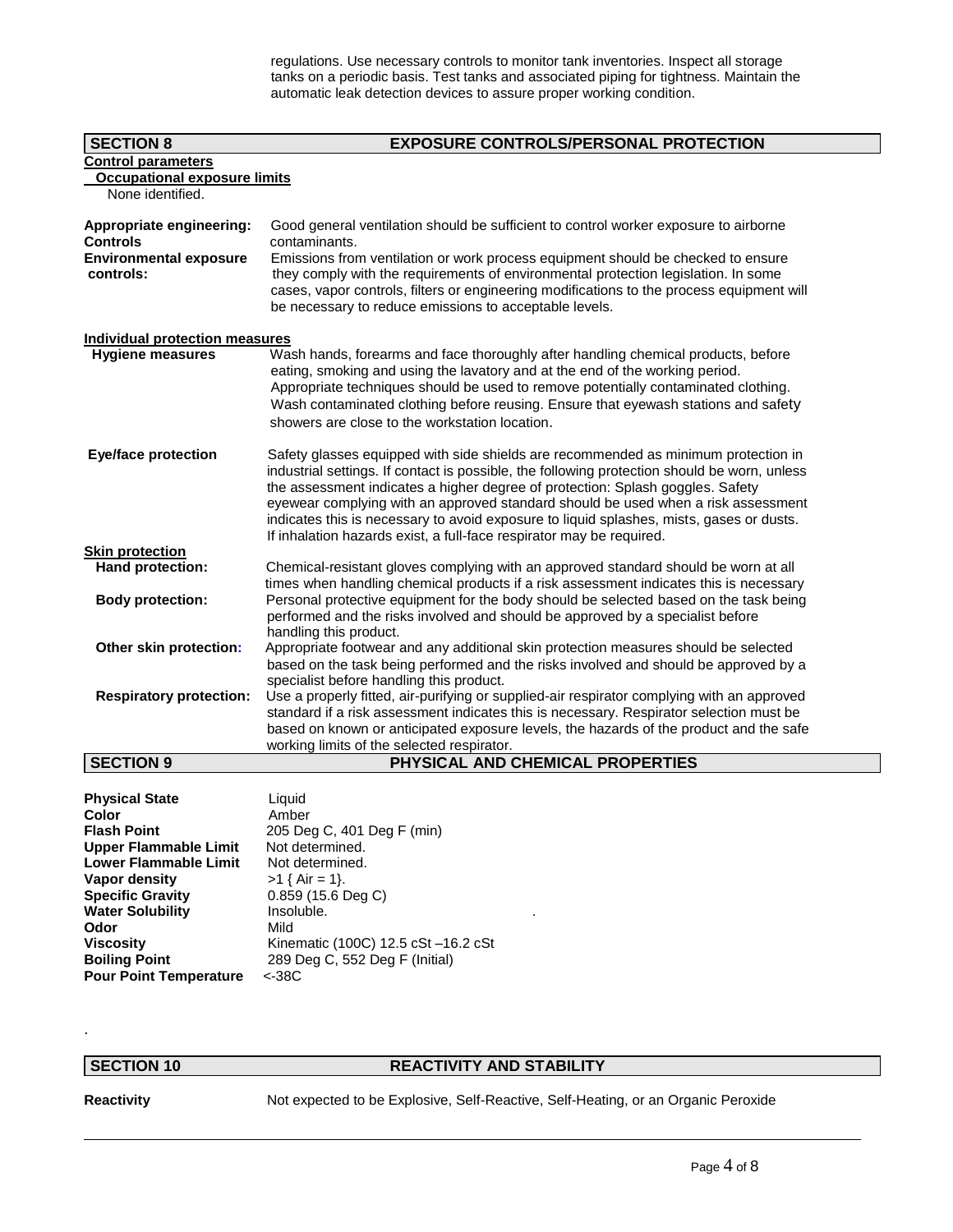regulations. Use necessary controls to monitor tank inventories. Inspect all storage tanks on a periodic basis. Test tanks and associated piping for tightness. Maintain the automatic leak detection devices to assure proper working condition.

## SECTION 8 EXPOSURE CONTROLS/PERSONAL PROTECTION

**Control parameters**

**Occupational exposure limits**

None identified.

**Appropriate engineering: Controls** Good general ventilation should be sufficient to control worker exposure to airborne contaminants.

**Environmental exposure controls:** Emissions from ventilation or work process equipment should be checked to ensure they comply with the requirements of environmental protection legislation. In some cases, vapor controls, filters or engineering modifications to the process equipment will be necessary to reduce emissions to acceptable levels.

**Individual protection measures**

**Hygiene measures** Wash hands, forearms and face thoroughly after handling chemical products, before eating, smoking and using the lavatory and at the end of the working period. Appropriate techniques should be used to remove potentially contaminated clothing. Wash contaminated clothing before reusing. Ensure that eyewash stations and safety showers are close to the workstation location.

**Eye/face protection** Safety glasses equipped with side shields are recommended as minimum protection in industrial settings. If contact is possible, the following protection should be worn, unless the assessment indicates a higher degree of protection: Splash goggles. Safety eyewear complying with an approved standard should be used when a risk assessment indicates this is necessary to avoid exposure to liquid splashes, mists, gases or dusts. If inhalation hazards exist, a full-face respirator may be required.

**Skin protection**

**Hand protection:** Chemical-resistant gloves complying with an approved standard should be worn at all times when handling chemical products if a risk assessment indicates this is necessary

**Body protection:** Personal protective equipment for the body should be selected based on the task being performed and the risks involved and should be approved by a specialist before handling this product.

**Other skin protection:** Appropriate footwear and any additional skin protection measures should be selected based on the task being performed and the risks involved and should be approved by a specialist before handling this product.

**Respiratory protection:** Use a properly fitted, air-purifying or supplied-air respirator complying with an approved standard if a risk assessment indicates this is necessary. Respirator selection must be based on known or anticipated exposure levels, the hazards of the product and the safe working limits of the selected respirator.

## SECTION 9 PHYSICAL AND CHEMICAL PROPERTIES

| | |
|---|---|
| **Physical State** | Liquid |
| **Color** | Amber |
| **Flash Point** | 205 Deg C, 401 Deg F (min) |
| **Upper Flammable Limit** | Not determined. |
| **Lower Flammable Limit** | Not determined. |
| **Vapor density** | >1 { Air = 1}. |
| **Specific Gravity** | 0.859 (15.6 Deg C) |
| **Water Solubility** | Insoluble. |
| **Odor** | Mild |
| **Viscosity** | Kinematic (100C) 12.5 cSt –16.2 cSt |
| **Boiling Point** | 289 Deg C, 552 Deg F (Initial) |
| **Pour Point Temperature** | <-38C |

## SECTION 10 REACTIVITY AND STABILITY

**Reactivity** Not expected to be Explosive, Self-Reactive, Self-Heating, or an Organic Peroxide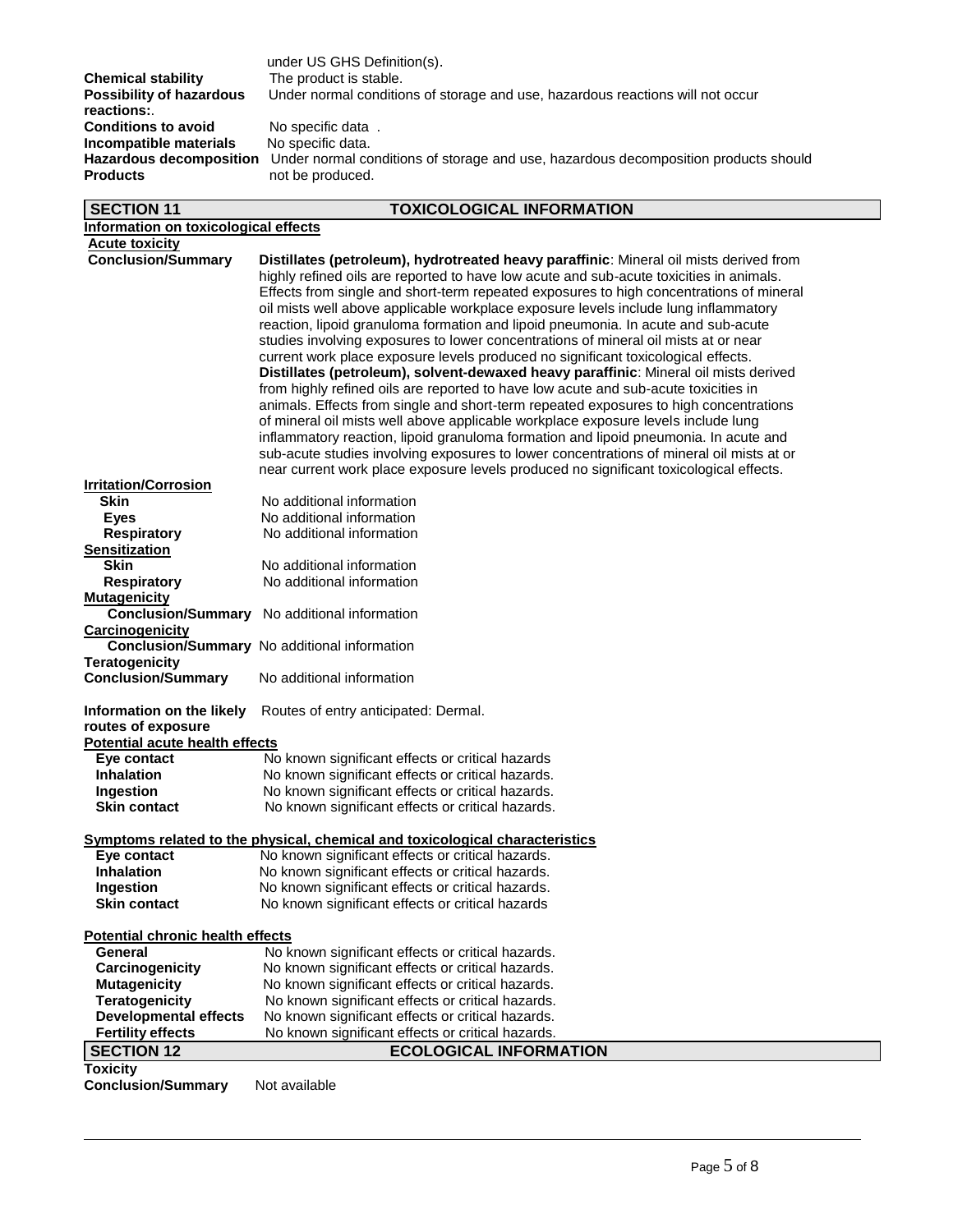| | |
|---|---|
| | under US GHS Definition(s). |
| **Chemical stability** | The product is stable. |
| **Possibility of hazardous reactions:**. | Under normal conditions of storage and use, hazardous reactions will not occur |
| **Conditions to avoid** | No specific data . |
| **Incompatible materials** | No specific data. |
| **Hazardous decomposition Products** | Under normal conditions of storage and use, hazardous decomposition products should not be produced. |

## SECTION 11 TOXICOLOGICAL INFORMATION

**Information on toxicological effects**

**Acute toxicity**

**Conclusion/Summary**

**Distillates (petroleum), hydrotreated heavy paraffinic**: Mineral oil mists derived from highly refined oils are reported to have low acute and sub-acute toxicities in animals. Effects from single and short-term repeated exposures to high concentrations of mineral oil mists well above applicable workplace exposure levels include lung inflammatory reaction, lipoid granuloma formation and lipoid pneumonia. In acute and sub-acute studies involving exposures to lower concentrations of mineral oil mists at or near current work place exposure levels produced no significant toxicological effects.
**Distillates (petroleum), solvent-dewaxed heavy paraffinic**: Mineral oil mists derived from highly refined oils are reported to have low acute and sub-acute toxicities in animals. Effects from single and short-term repeated exposures to high concentrations of mineral oil mists well above applicable workplace exposure levels include lung inflammatory reaction, lipoid granuloma formation and lipoid pneumonia. In acute and sub-acute studies involving exposures to lower concentrations of mineral oil mists at or near current work place exposure levels produced no significant toxicological effects.

**Irritation/Corrosion**

| | |
|---|---|
| **Skin** | No additional information |
| **Eyes** | No additional information |
| **Respiratory** | No additional information |

**Sensitization**

| | |
|---|---|
| **Skin** | No additional information |
| **Respiratory** | No additional information |

**Mutagenicity**

**Conclusion/Summary** No additional information

**Carcinogenicity**

**Conclusion/Summary** No additional information

**Teratogenicity**

**Conclusion/Summary** No additional information

**Information on the likely routes of exposure** Routes of entry anticipated: Dermal.

**Potential acute health effects**

| | |
|---|---|
| **Eye contact** | No known significant effects or critical hazards |
| **Inhalation** | No known significant effects or critical hazards. |
| **Ingestion** | No known significant effects or critical hazards. |
| **Skin contact** | No known significant effects or critical hazards. |

**Symptoms related to the physical, chemical and toxicological characteristics**

| | |
|---|---|
| **Eye contact** | No known significant effects or critical hazards. |
| **Inhalation** | No known significant effects or critical hazards. |
| **Ingestion** | No known significant effects or critical hazards. |
| **Skin contact** | No known significant effects or critical hazards |

**Potential chronic health effects**

| | |
|---|---|
| **General** | No known significant effects or critical hazards. |
| **Carcinogenicity** | No known significant effects or critical hazards. |
| **Mutagenicity** | No known significant effects or critical hazards. |
| **Teratogenicity** | No known significant effects or critical hazards. |
| **Developmental effects** | No known significant effects or critical hazards. |
| **Fertility effects** | No known significant effects or critical hazards. |

## SECTION 12 ECOLOGICAL INFORMATION

**Toxicity**

**Conclusion/Summary** Not available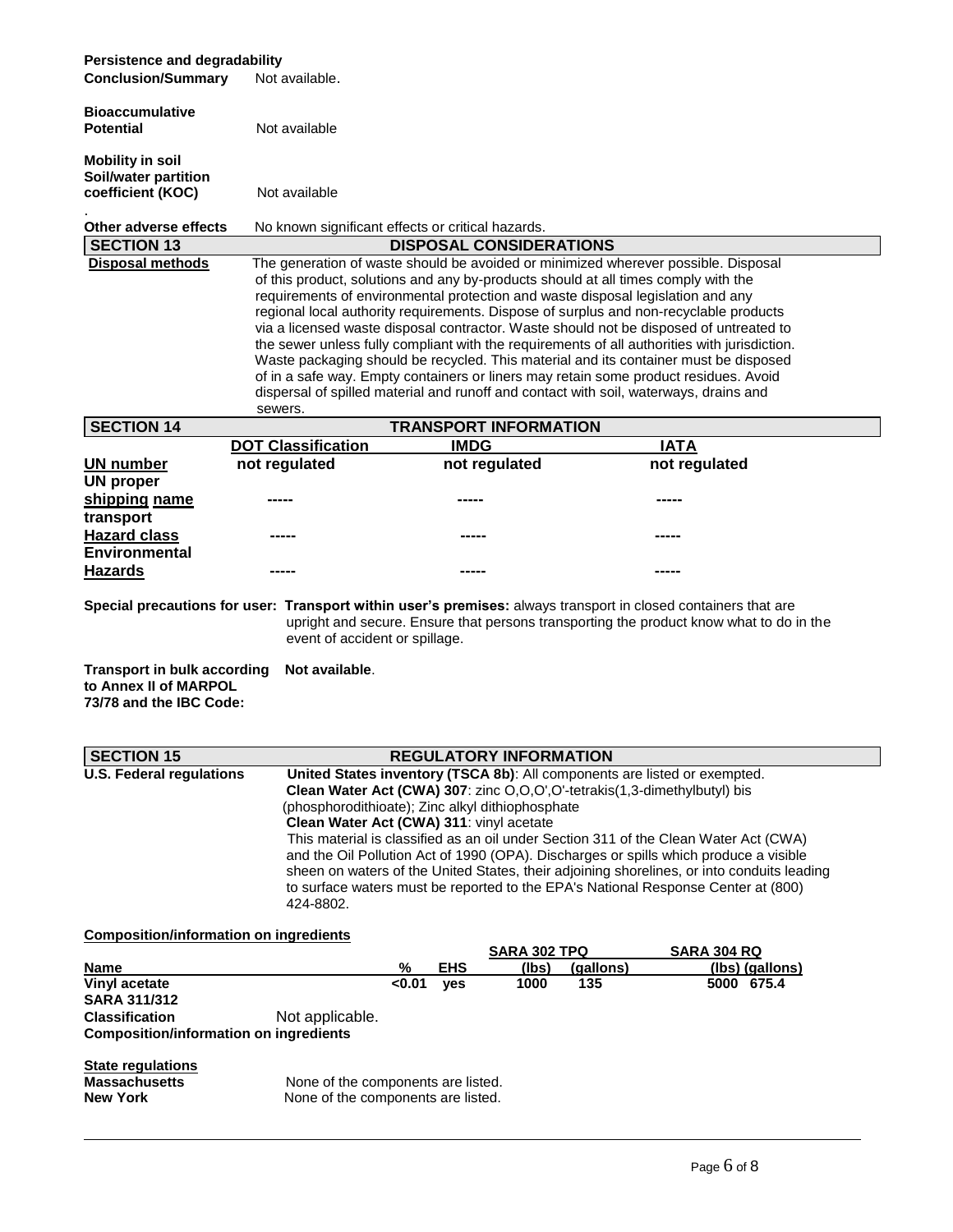**Persistence and degradability**

**Conclusion/Summary** Not available.

**Bioaccumulative Potential** Not available

**Mobility in soil**
**Soil/water partition coefficient (KOC)** Not available

.

**Other adverse effects** No known significant effects or critical hazards.

## SECTION 13 DISPOSAL CONSIDERATIONS

**Disposal methods** The generation of waste should be avoided or minimized wherever possible. Disposal of this product, solutions and any by-products should at all times comply with the requirements of environmental protection and waste disposal legislation and any regional local authority requirements. Dispose of surplus and non-recyclable products via a licensed waste disposal contractor. Waste should not be disposed of untreated to the sewer unless fully compliant with the requirements of all authorities with jurisdiction. Waste packaging should be recycled. This material and its container must be disposed of in a safe way. Empty containers or liners may retain some product residues. Avoid dispersal of spilled material and runoff and contact with soil, waterways, drains and sewers.

## SECTION 14 TRANSPORT INFORMATION

| | DOT Classification | IMDG | IATA |
|---|---|---|---|
| **UN number** | **not regulated** | **not regulated** | **not regulated** |
| **UN proper shipping name** | ----- | ----- | ----- |
| **transport Hazard class** | ----- | ----- | ----- |
| **Environmental Hazards** | ----- | ----- | ----- |

**Special precautions for user: Transport within user's premises:** always transport in closed containers that are upright and secure. Ensure that persons transporting the product know what to do in the event of accident or spillage.

**Transport in bulk according to Annex II of MARPOL 73/78 and the IBC Code:** **Not available**.

## SECTION 15 REGULATORY INFORMATION

**U.S. Federal regulations** **United States inventory (TSCA 8b)**: All components are listed or exempted.
**Clean Water Act (CWA) 307**: zinc O,O,O',O'-tetrakis(1,3-dimethylbutyl) bis (phosphorodithioate); Zinc alkyl dithiophosphate
**Clean Water Act (CWA) 311**: vinyl acetate
This material is classified as an oil under Section 311 of the Clean Water Act (CWA) and the Oil Pollution Act of 1990 (OPA). Discharges or spills which produce a visible sheen on waters of the United States, their adjoining shorelines, or into conduits leading to surface waters must be reported to the EPA's National Response Center at (800) 424-8802.

**Composition/information on ingredients**

| Name | % | EHS | SARA 302 TPQ (lbs) | SARA 302 TPQ (gallons) | SARA 304 RQ (lbs) | SARA 304 RQ (gallons) |
|---|---|---|---|---|---|---|
| **Vinyl acetate** | **<0.01** | **yes** | **1000** | **135** | **5000** | **675.4** |

**SARA 311/312 Classification** Not applicable.

**Composition/information on ingredients**

**State regulations**

**Massachusetts** None of the components are listed.
**New York** None of the components are listed.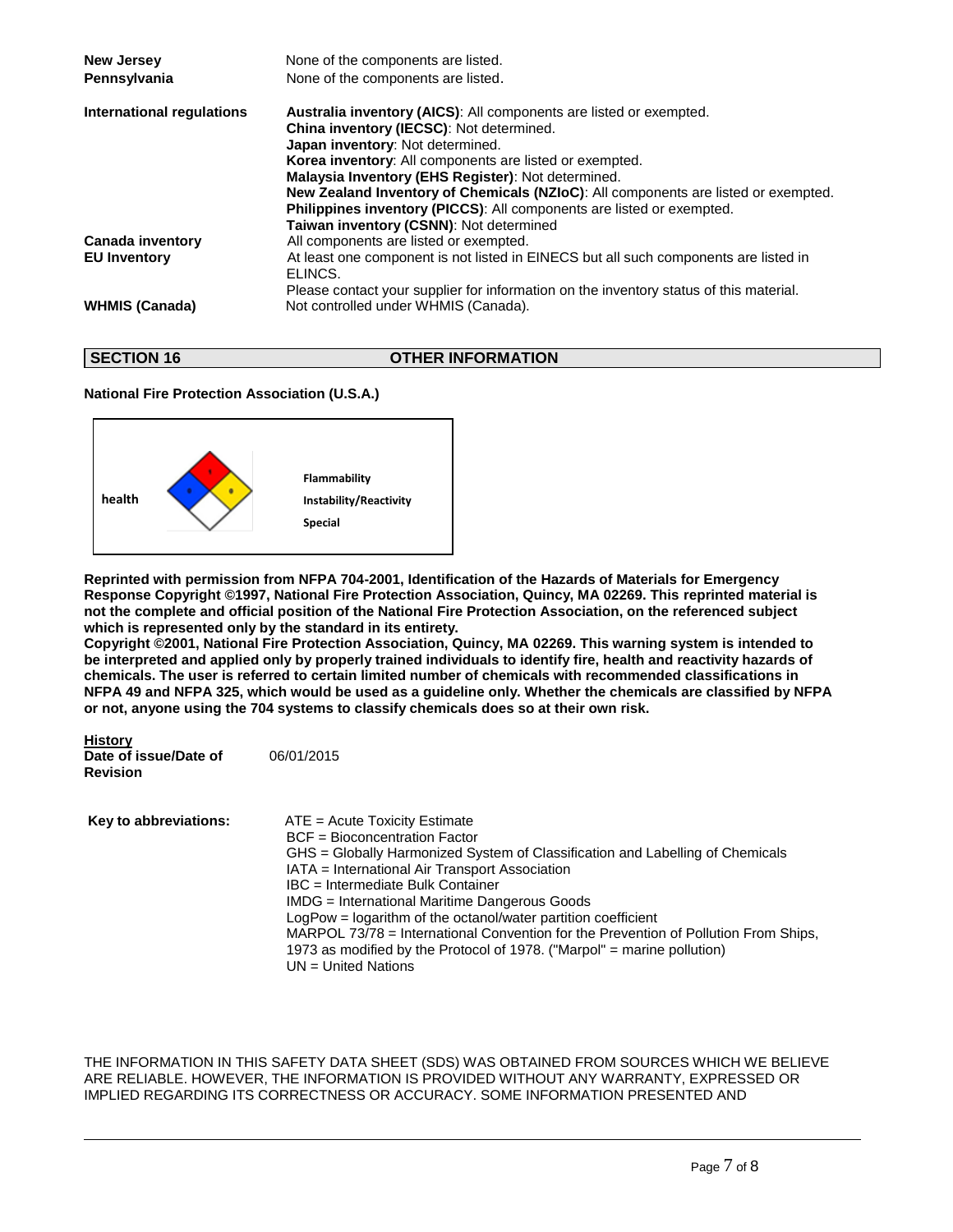| | |
|---|---|
| **New Jersey** | None of the components are listed. |
| **Pennsylvania** | None of the components are listed. |

**International regulations**

**Australia inventory (AICS)**: All components are listed or exempted.
**China inventory (IECSC)**: Not determined.
**Japan inventory**: Not determined.
**Korea inventory**: All components are listed or exempted.
**Malaysia Inventory (EHS Register)**: Not determined.
**New Zealand Inventory of Chemicals (NZIoC)**: All components are listed or exempted.
**Philippines inventory (PICCS)**: All components are listed or exempted.
**Taiwan inventory (CSNN)**: Not determined

**Canada inventory** All components are listed or exempted.

**EU Inventory** At least one component is not listed in EINECS but all such components are listed in ELINCS.
Please contact your supplier for information on the inventory status of this material.

**WHMIS (Canada)** Not controlled under WHMIS (Canada).

## SECTION 16 OTHER INFORMATION

**National Fire Protection Association (U.S.A.)**

health

**Flammability**
**Instability/Reactivity**
**Special**

**Reprinted with permission from NFPA 704-2001, Identification of the Hazards of Materials for Emergency Response Copyright ©1997, National Fire Protection Association, Quincy, MA 02269. This reprinted material is not the complete and official position of the National Fire Protection Association, on the referenced subject which is represented only by the standard in its entirety.**
**Copyright ©2001, National Fire Protection Association, Quincy, MA 02269. This warning system is intended to be interpreted and applied only by properly trained individuals to identify fire, health and reactivity hazards of chemicals. The user is referred to certain limited number of chemicals with recommended classifications in NFPA 49 and NFPA 325, which would be used as a guideline only. Whether the chemicals are classified by NFPA or not, anyone using the 704 systems to classify chemicals does so at their own risk.**

**History**
**Date of issue/Date of Revision** 06/01/2015

**Key to abbreviations:**

ATE = Acute Toxicity Estimate
BCF = Bioconcentration Factor
GHS = Globally Harmonized System of Classification and Labelling of Chemicals
IATA = International Air Transport Association
IBC = Intermediate Bulk Container
IMDG = International Maritime Dangerous Goods
LogPow = logarithm of the octanol/water partition coefficient
MARPOL 73/78 = International Convention for the Prevention of Pollution From Ships, 1973 as modified by the Protocol of 1978. ("Marpol" = marine pollution)
UN = United Nations

THE INFORMATION IN THIS SAFETY DATA SHEET (SDS) WAS OBTAINED FROM SOURCES WHICH WE BELIEVE ARE RELIABLE. HOWEVER, THE INFORMATION IS PROVIDED WITHOUT ANY WARRANTY, EXPRESSED OR IMPLIED REGARDING ITS CORRECTNESS OR ACCURACY. SOME INFORMATION PRESENTED AND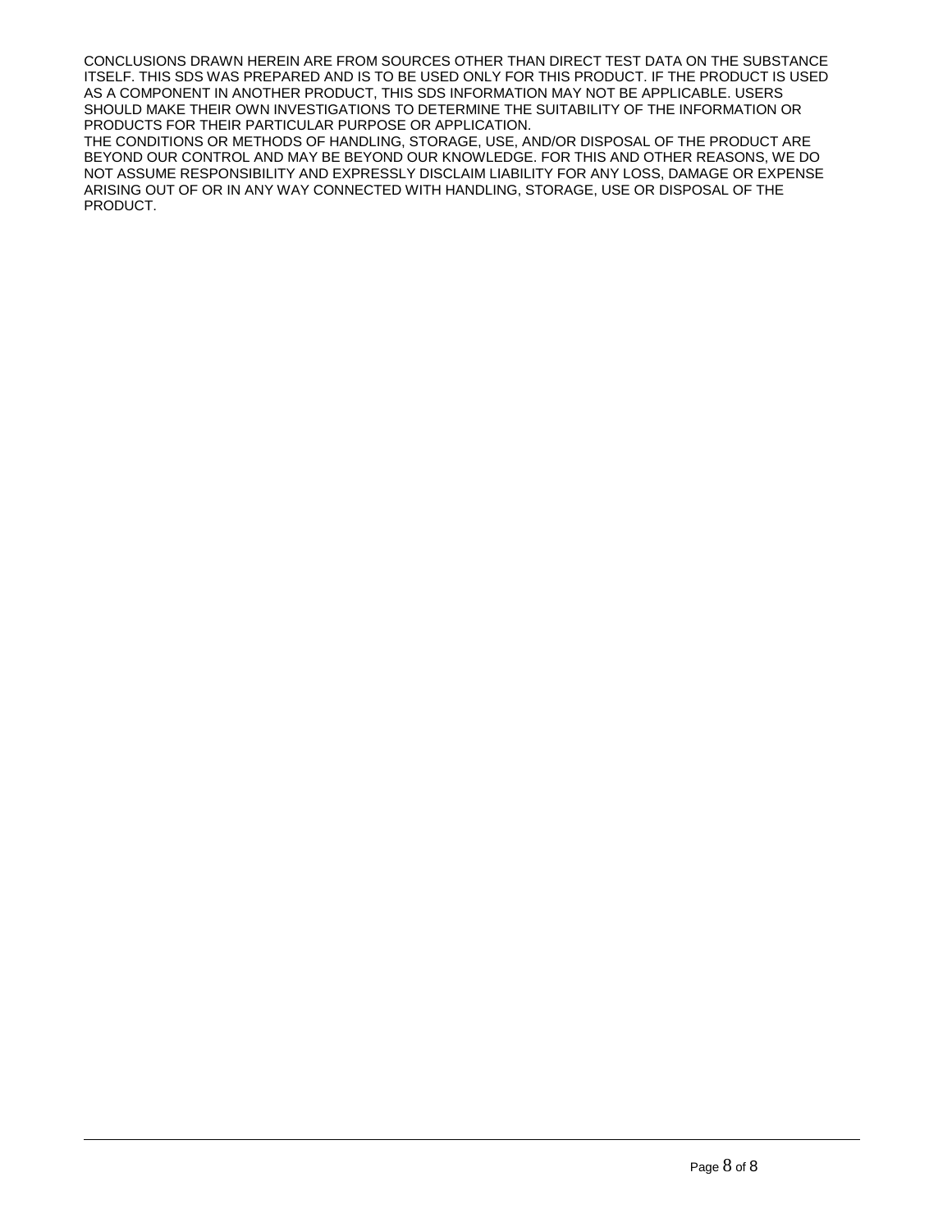CONCLUSIONS DRAWN HEREIN ARE FROM SOURCES OTHER THAN DIRECT TEST DATA ON THE SUBSTANCE ITSELF. THIS SDS WAS PREPARED AND IS TO BE USED ONLY FOR THIS PRODUCT. IF THE PRODUCT IS USED AS A COMPONENT IN ANOTHER PRODUCT, THIS SDS INFORMATION MAY NOT BE APPLICABLE. USERS SHOULD MAKE THEIR OWN INVESTIGATIONS TO DETERMINE THE SUITABILITY OF THE INFORMATION OR PRODUCTS FOR THEIR PARTICULAR PURPOSE OR APPLICATION.
THE CONDITIONS OR METHODS OF HANDLING, STORAGE, USE, AND/OR DISPOSAL OF THE PRODUCT ARE BEYOND OUR CONTROL AND MAY BE BEYOND OUR KNOWLEDGE. FOR THIS AND OTHER REASONS, WE DO NOT ASSUME RESPONSIBILITY AND EXPRESSLY DISCLAIM LIABILITY FOR ANY LOSS, DAMAGE OR EXPENSE ARISING OUT OF OR IN ANY WAY CONNECTED WITH HANDLING, STORAGE, USE OR DISPOSAL OF THE PRODUCT.